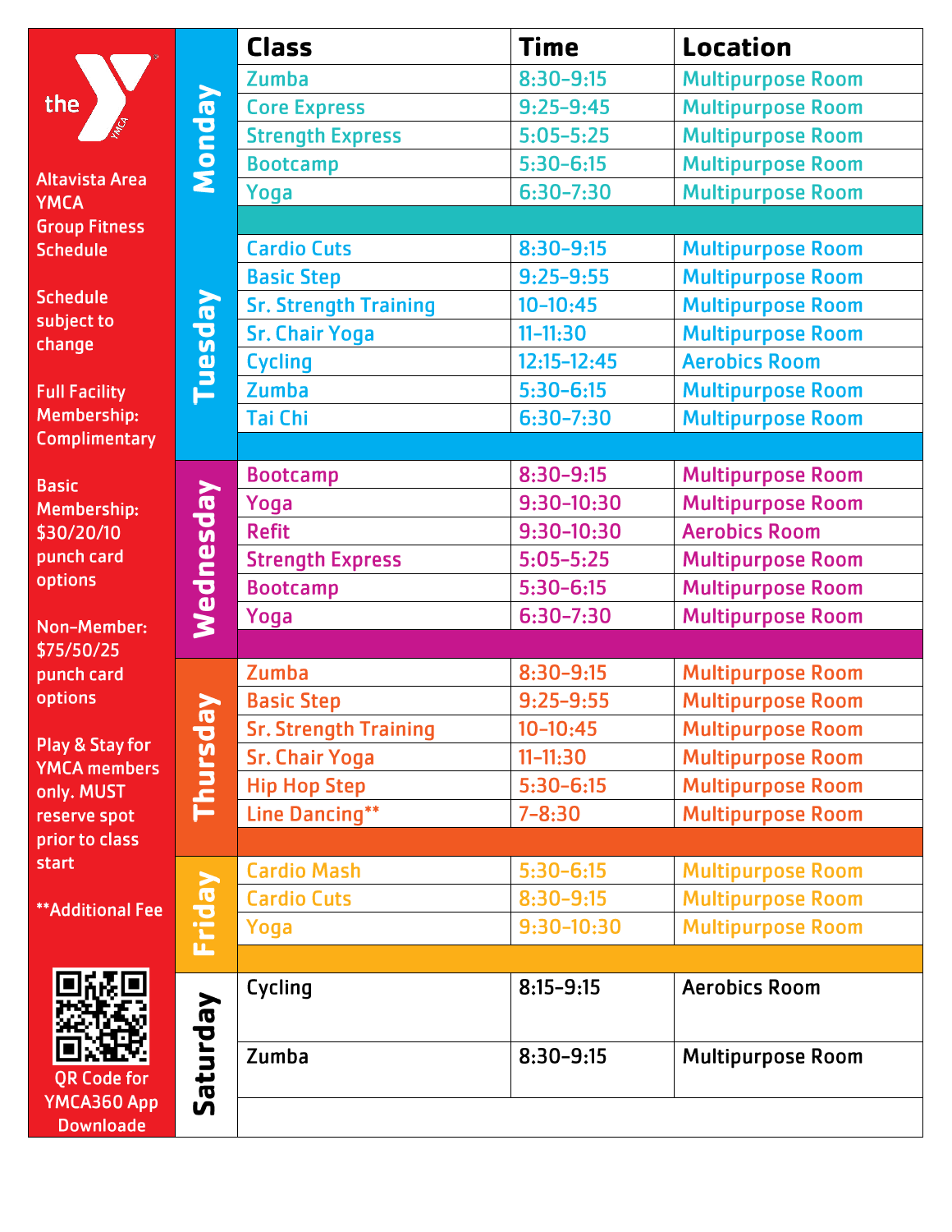# Altavista Area YMCA Group Fitness Schedule

Schedule subject to change

Full Facility Membership: Complimentary

Basic Membership: $30/20/10 punch card options

Non-Member: $75/50/25 punch card options

Play & Stay for YMCA members only. MUST reserve spot prior to class start

**Additional Fee

QR Code for YMCA360 App Downloade

| Day | Class | Time | Location |
|---|---|---|---|
| Monday | Zumba | 8:30-9:15 | Multipurpose Room |
| | Core Express | 9:25-9:45 | Multipurpose Room |
| | Strength Express | 5:05-5:25 | Multipurpose Room |
| | Bootcamp | 5:30-6:15 | Multipurpose Room |
| | Yoga | 6:30-7:30 | Multipurpose Room |
| Tuesday | Cardio Cuts | 8:30-9:15 | Multipurpose Room |
| | Basic Step | 9:25-9:55 | Multipurpose Room |
| | Sr. Strength Training | 10-10:45 | Multipurpose Room |
| | Sr. Chair Yoga | 11-11:30 | Multipurpose Room |
| | Cycling | 12:15-12:45 | Aerobics Room |
| | Zumba | 5:30-6:15 | Multipurpose Room |
| | Tai Chi | 6:30-7:30 | Multipurpose Room |
| Wednesday | Bootcamp | 8:30-9:15 | Multipurpose Room |
| | Yoga | 9:30-10:30 | Multipurpose Room |
| | Refit | 9:30-10:30 | Aerobics Room |
| | Strength Express | 5:05-5:25 | Multipurpose Room |
| | Bootcamp | 5:30-6:15 | Multipurpose Room |
| | Yoga | 6:30-7:30 | Multipurpose Room |
| Thursday | Zumba | 8:30-9:15 | Multipurpose Room |
| | Basic Step | 9:25-9:55 | Multipurpose Room |
| | Sr. Strength Training | 10-10:45 | Multipurpose Room |
| | Sr. Chair Yoga | 11-11:30 | Multipurpose Room |
| | Hip Hop Step | 5:30-6:15 | Multipurpose Room |
| | Line Dancing** | 7-8:30 | Multipurpose Room |
| Friday | Cardio Mash | 5:30-6:15 | Multipurpose Room |
| | Cardio Cuts | 8:30-9:15 | Multipurpose Room |
| | Yoga | 9:30-10:30 | Multipurpose Room |
| Saturday | Cycling | 8:15-9:15 | Aerobics Room |
| | Zumba | 8:30-9:15 | Multipurpose Room |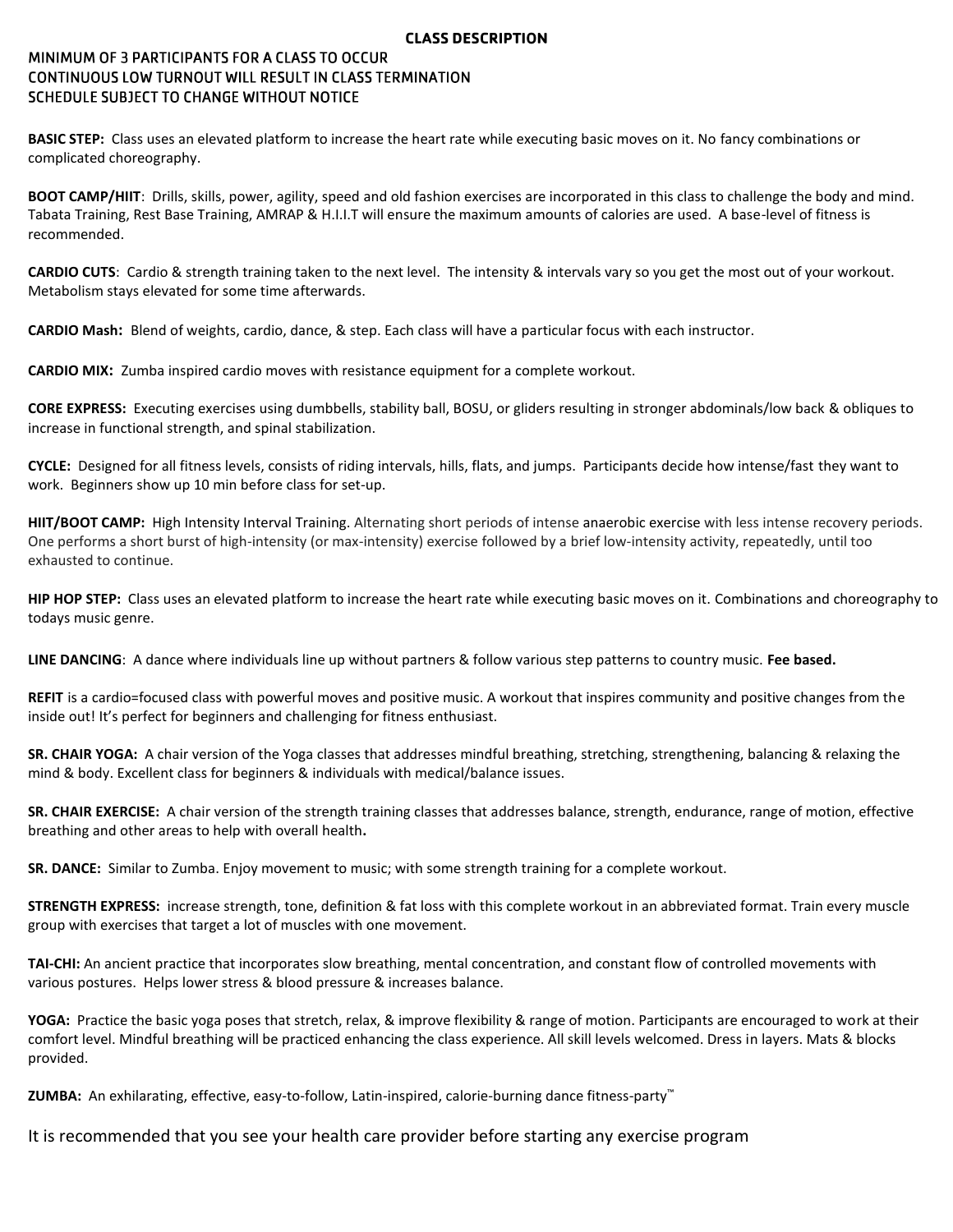# CLASS DESCRIPTION

## MINIMUM OF 3 PARTICIPANTS FOR A CLASS TO OCCUR
## CONTINUOUS LOW TURNOUT WILL RESULT IN CLASS TERMINATION
## SCHEDULE SUBJECT TO CHANGE WITHOUT NOTICE

**BASIC STEP:** Class uses an elevated platform to increase the heart rate while executing basic moves on it. No fancy combinations or complicated choreography.

**BOOT CAMP/HIIT**: Drills, skills, power, agility, speed and old fashion exercises are incorporated in this class to challenge the body and mind. Tabata Training, Rest Base Training, AMRAP & H.I.I.T will ensure the maximum amounts of calories are used. A base-level of fitness is recommended.

**CARDIO CUTS**: Cardio & strength training taken to the next level. The intensity & intervals vary so you get the most out of your workout. Metabolism stays elevated for some time afterwards.

**CARDIO Mash:** Blend of weights, cardio, dance, & step. Each class will have a particular focus with each instructor.

**CARDIO MIX:** Zumba inspired cardio moves with resistance equipment for a complete workout.

**CORE EXPRESS:** Executing exercises using dumbbells, stability ball, BOSU, or gliders resulting in stronger abdominals/low back & obliques to increase in functional strength, and spinal stabilization.

**CYCLE:** Designed for all fitness levels, consists of riding intervals, hills, flats, and jumps. Participants decide how intense/fast they want to work. Beginners show up 10 min before class for set-up.

**HIIT/BOOT CAMP:** High Intensity Interval Training. Alternating short periods of intense anaerobic exercise with less intense recovery periods. One performs a short burst of high-intensity (or max-intensity) exercise followed by a brief low-intensity activity, repeatedly, until too exhausted to continue.

**HIP HOP STEP:** Class uses an elevated platform to increase the heart rate while executing basic moves on it. Combinations and choreography to todays music genre.

**LINE DANCING**: A dance where individuals line up without partners & follow various step patterns to country music. **Fee based.**

**REFIT** is a cardio=focused class with powerful moves and positive music. A workout that inspires community and positive changes from the inside out! It's perfect for beginners and challenging for fitness enthusiast.

**SR. CHAIR YOGA:** A chair version of the Yoga classes that addresses mindful breathing, stretching, strengthening, balancing & relaxing the mind & body. Excellent class for beginners & individuals with medical/balance issues.

**SR. CHAIR EXERCISE:** A chair version of the strength training classes that addresses balance, strength, endurance, range of motion, effective breathing and other areas to help with overall health.

**SR. DANCE:** Similar to Zumba. Enjoy movement to music; with some strength training for a complete workout.

**STRENGTH EXPRESS:** increase strength, tone, definition & fat loss with this complete workout in an abbreviated format. Train every muscle group with exercises that target a lot of muscles with one movement.

**TAI-CHI:** An ancient practice that incorporates slow breathing, mental concentration, and constant flow of controlled movements with various postures. Helps lower stress & blood pressure & increases balance.

**YOGA:** Practice the basic yoga poses that stretch, relax, & improve flexibility & range of motion. Participants are encouraged to work at their comfort level. Mindful breathing will be practiced enhancing the class experience. All skill levels welcomed. Dress in layers. Mats & blocks provided.

**ZUMBA:** An exhilarating, effective, easy-to-follow, Latin-inspired, calorie-burning dance fitness-party™

It is recommended that you see your health care provider before starting any exercise program